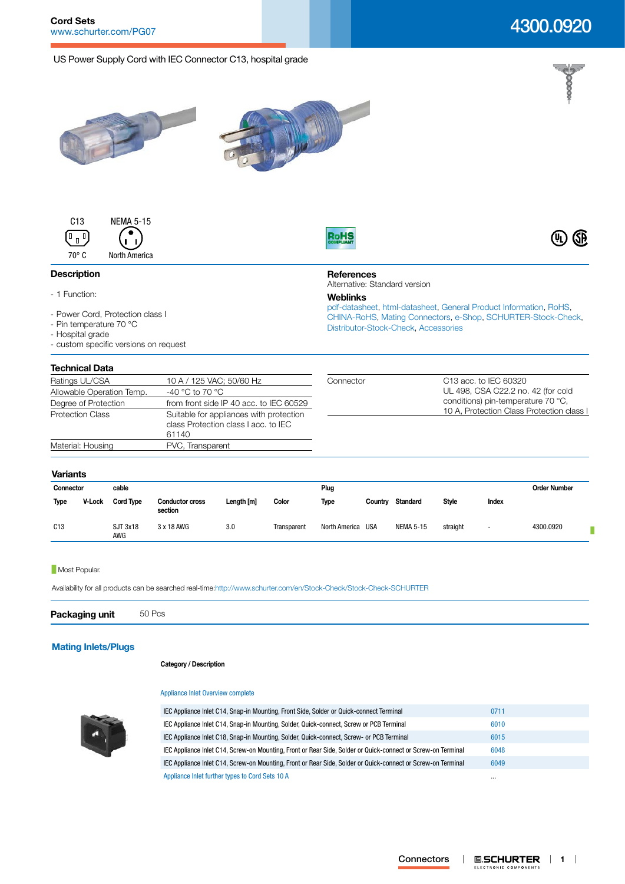# 4300.0920

**Cord Sets**
www.schurter.com/PG07

US Power Supply Cord with IEC Connector C13, hospital grade

C13 — 70° C

NEMA 5-15 — North America

## Description

- 1 Function:

- Power Cord, Protection class I
- Pin temperature 70 °C
- Hospital grade
- custom specific versions on request

## References

Alternative: Standard version

### Weblinks

pdf-datasheet, html-datasheet, General Product Information, RoHS, CHINA-RoHS, Mating Connectors, e-Shop, SCHURTER-Stock-Check, Distributor-Stock-Check, Accessories

## Technical Data

| | |
|---|---|
| Ratings UL/CSA | 10 A / 125 VAC; 50/60 Hz |
| Allowable Operation Temp. | -40 °C to 70 °C |
| Degree of Protection | from front side IP 40 acc. to IEC 60529 |
| Protection Class | Suitable for appliances with protection class Protection class I acc. to IEC 61140 |
| Material: Housing | PVC, Transparent |

| | |
|---|---|
| Connector | C13 acc. to IEC 60320<br>UL 498, CSA C22.2 no. 42 (for cold conditions) pin-temperature 70 °C,<br>10 A, Protection Class Protection class I |

## Variants

| Connector | | cable | | | | Plug | | | | | Order Number |
|---|---|---|---|---|---|---|---|---|---|---|---|
| Type | V-Lock | Cord Type | Conductor cross section | Length [m] | Color | Type | Country | Standard | Style | Index | |
| C13 | | SJT 3x18 AWG | 3 x 18 AWG | 3.0 | Transparent | North America | USA | NEMA 5-15 | straight | - | 4300.0920 |

Most Popular.

Availability for all products can be searched real-time:http://www.schurter.com/en/Stock-Check/Stock-Check-SCHURTER

**Packaging unit** 50 Pcs

## Mating Inlets/Plugs

**Category / Description**

Appliance Inlet Overview complete

| | |
|---|---|
| IEC Appliance Inlet C14, Snap-in Mounting, Front Side, Solder or Quick-connect Terminal | 0711 |
| IEC Appliance Inlet C14, Snap-in Mounting, Solder, Quick-connect, Screw or PCB Terminal | 6010 |
| IEC Appliance Inlet C18, Snap-in Mounting, Solder, Quick-connect, Screw- or PCB Terminal | 6015 |
| IEC Appliance Inlet C14, Screw-on Mounting, Front or Rear Side, Solder or Quick-connect or Screw-on Terminal | 6048 |
| IEC Appliance Inlet C14, Screw-on Mounting, Front or Rear Side, Solder or Quick-connect or Screw-on Terminal | 6049 |
| Appliance Inlet further types to Cord Sets 10 A | ... |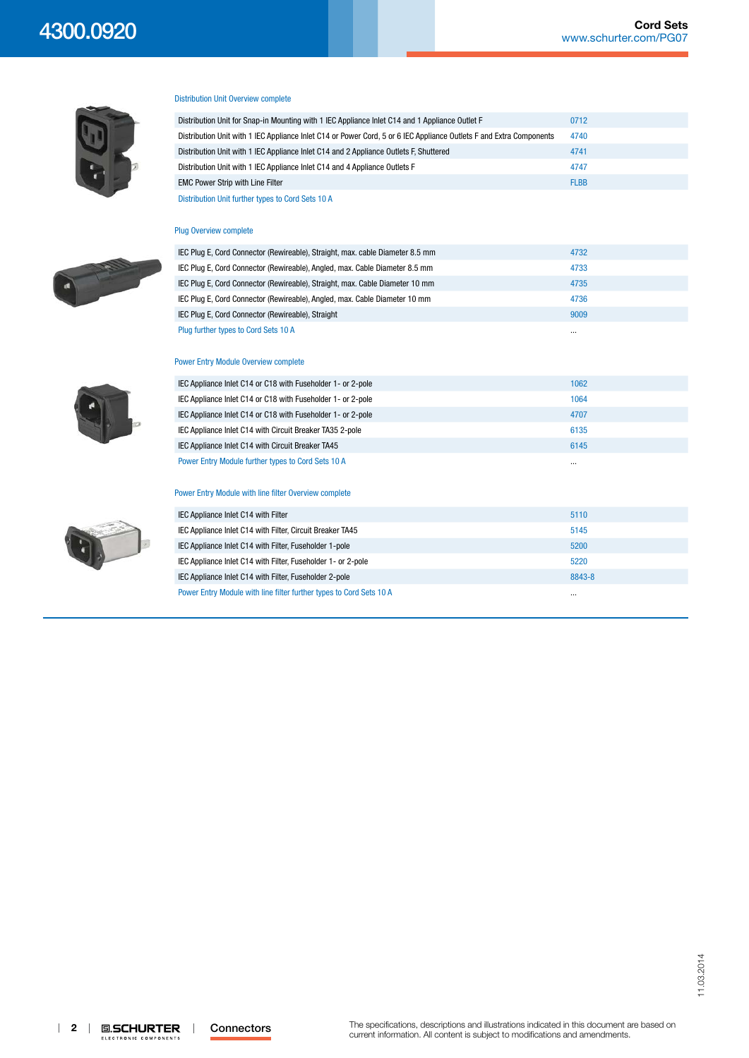Distribution Unit Overview complete

| | |
|---|---|
| Distribution Unit for Snap-in Mounting with 1 IEC Appliance Inlet C14 and 1 Appliance Outlet F | 0712 |
| Distribution Unit with 1 IEC Appliance Inlet C14 or Power Cord, 5 or 6 IEC Appliance Outlets F and Extra Components | 4740 |
| Distribution Unit with 1 IEC Appliance Inlet C14 and 2 Appliance Outlets F, Shuttered | 4741 |
| Distribution Unit with 1 IEC Appliance Inlet C14 and 4 Appliance Outlets F | 4747 |
| EMC Power Strip with Line Filter | FLBB |
| Distribution Unit further types to Cord Sets 10 A | |

Plug Overview complete

| | |
|---|---|
| IEC Plug E, Cord Connector (Rewireable), Straight, max. cable Diameter 8.5 mm | 4732 |
| IEC Plug E, Cord Connector (Rewireable), Angled, max. Cable Diameter 8.5 mm | 4733 |
| IEC Plug E, Cord Connector (Rewireable), Straight, max. Cable Diameter 10 mm | 4735 |
| IEC Plug E, Cord Connector (Rewireable), Angled, max. Cable Diameter 10 mm | 4736 |
| IEC Plug E, Cord Connector (Rewireable), Straight | 9009 |
| Plug further types to Cord Sets 10 A | ... |

Power Entry Module Overview complete

| | |
|---|---|
| IEC Appliance Inlet C14 or C18 with Fuseholder 1- or 2-pole | 1062 |
| IEC Appliance Inlet C14 or C18 with Fuseholder 1- or 2-pole | 1064 |
| IEC Appliance Inlet C14 or C18 with Fuseholder 1- or 2-pole | 4707 |
| IEC Appliance Inlet C14 with Circuit Breaker TA35 2-pole | 6135 |
| IEC Appliance Inlet C14 with Circuit Breaker TA45 | 6145 |
| Power Entry Module further types to Cord Sets 10 A | ... |

Power Entry Module with line filter Overview complete

| | |
|---|---|
| IEC Appliance Inlet C14 with Filter | 5110 |
| IEC Appliance Inlet C14 with Filter, Circuit Breaker TA45 | 5145 |
| IEC Appliance Inlet C14 with Filter, Fuseholder 1-pole | 5200 |
| IEC Appliance Inlet C14 with Filter, Fuseholder 1- or 2-pole | 5220 |
| IEC Appliance Inlet C14 with Filter, Fuseholder 2-pole | 8843-8 |
| Power Entry Module with line filter further types to Cord Sets 10 A | ... |

The specifications, descriptions and illustrations indicated in this document are based on current information. All content is subject to modifications and amendments.